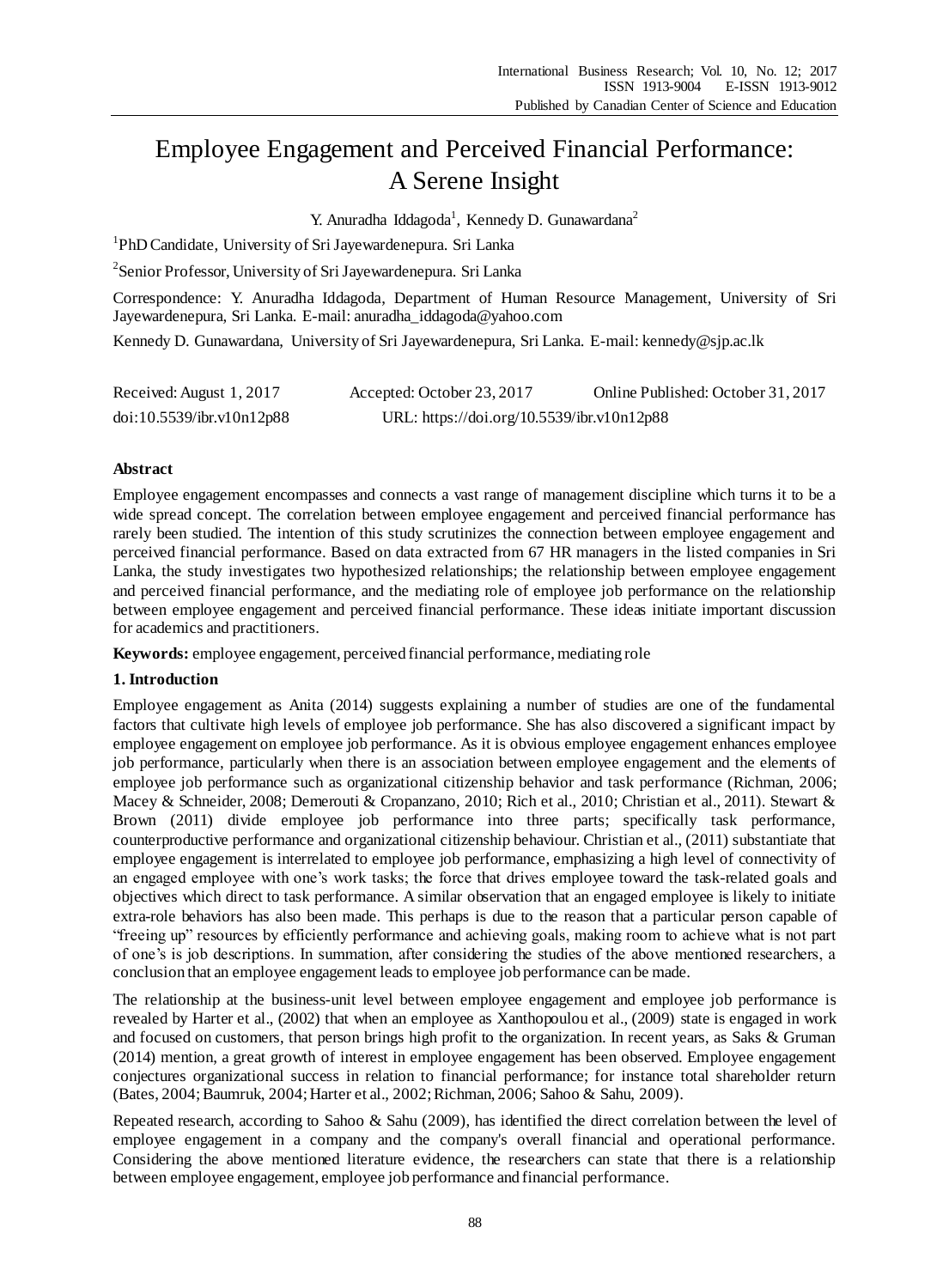# Employee Engagement and Perceived Financial Performance: A Serene Insight

Y. Anuradha Iddagoda[1], Kennedy D. Gunawardana[2]

[1]PhD Candidate, University of Sri Jayewardenepura. Sri Lanka

[2]Senior Professor, University of Sri Jayewardenepura. Sri Lanka

Correspondence: Y. Anuradha Iddagoda, Department of Human Resource Management, University of Sri Jayewardenepura, Sri Lanka. E-mail: anuradha_iddagoda@yahoo.com

Kennedy D. Gunawardana, University of Sri Jayewardenepura, Sri Lanka. E-mail: kennedy@sjp.ac.lk

Received: August 1, 2017 Accepted: October 23, 2017 Online Published: October 31, 2017

doi:10.5539/ibr.v10n12p88 URL: https://doi.org/10.5539/ibr.v10n12p88

**Abstract**

Employee engagement encompasses and connects a vast range of management discipline which turns it to be a wide spread concept. The correlation between employee engagement and perceived financial performance has rarely been studied. The intention of this study scrutinizes the connection between employee engagement and perceived financial performance. Based on data extracted from 67 HR managers in the listed companies in Sri Lanka, the study investigates two hypothesized relationships; the relationship between employee engagement and perceived financial performance, and the mediating role of employee job performance on the relationship between employee engagement and perceived financial performance. These ideas initiate important discussion for academics and practitioners.

**Keywords:** employee engagement, perceived financial performance, mediating role

## 1. Introduction

Employee engagement as Anita (2014) suggests explaining a number of studies are one of the fundamental factors that cultivate high levels of employee job performance. She has also discovered a significant impact by employee engagement on employee job performance. As it is obvious employee engagement enhances employee job performance, particularly when there is an association between employee engagement and the elements of employee job performance such as organizational citizenship behavior and task performance (Richman, 2006; Macey & Schneider, 2008; Demerouti & Cropanzano, 2010; Rich et al., 2010; Christian et al., 2011). Stewart & Brown (2011) divide employee job performance into three parts; specifically task performance, counterproductive performance and organizational citizenship behaviour. Christian et al., (2011) substantiate that employee engagement is interrelated to employee job performance, emphasizing a high level of connectivity of an engaged employee with one's work tasks; the force that drives employee toward the task-related goals and objectives which direct to task performance. A similar observation that an engaged employee is likely to initiate extra-role behaviors has also been made. This perhaps is due to the reason that a particular person capable of "freeing up" resources by efficiently performance and achieving goals, making room to achieve what is not part of one's is job descriptions. In summation, after considering the studies of the above mentioned researchers, a conclusion that an employee engagement leads to employee job performance can be made.

The relationship at the business-unit level between employee engagement and employee job performance is revealed by Harter et al., (2002) that when an employee as Xanthopoulou et al., (2009) state is engaged in work and focused on customers, that person brings high profit to the organization. In recent years, as Saks & Gruman (2014) mention, a great growth of interest in employee engagement has been observed. Employee engagement conjectures organizational success in relation to financial performance; for instance total shareholder return (Bates, 2004; Baumruk, 2004; Harter et al., 2002; Richman, 2006; Sahoo & Sahu, 2009).

Repeated research, according to Sahoo & Sahu (2009), has identified the direct correlation between the level of employee engagement in a company and the company's overall financial and operational performance. Considering the above mentioned literature evidence, the researchers can state that there is a relationship between employee engagement, employee job performance and financial performance.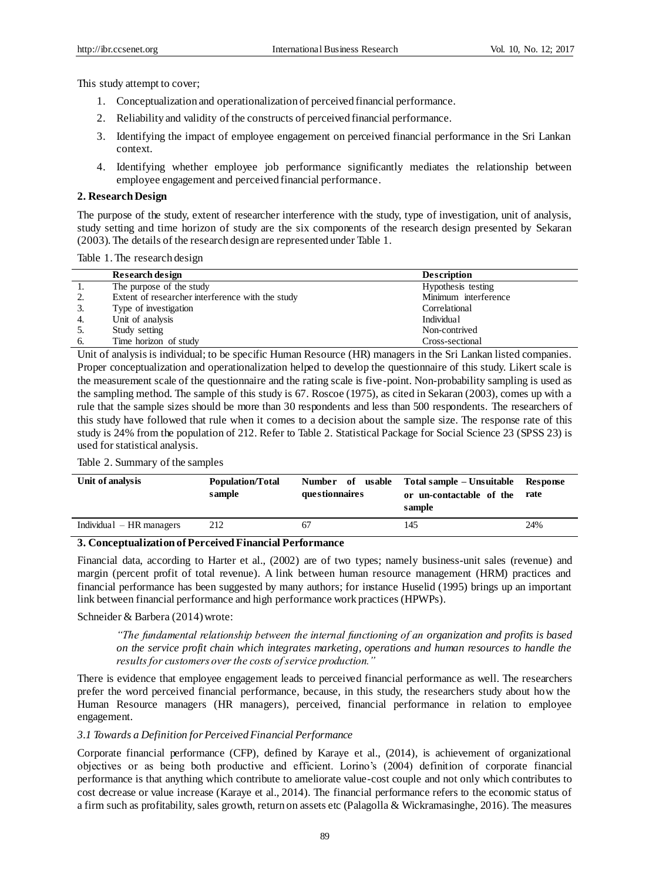This study attempt to cover;

1. Conceptualization and operationalization of perceived financial performance.
2. Reliability and validity of the constructs of perceived financial performance.
3. Identifying the impact of employee engagement on perceived financial performance in the Sri Lankan context.
4. Identifying whether employee job performance significantly mediates the relationship between employee engagement and perceived financial performance.

## 2. Research Design

The purpose of the study, extent of researcher interference with the study, type of investigation, unit of analysis, study setting and time horizon of study are the six components of the research design presented by Sekaran (2003). The details of the research design are represented under Table 1.

Table 1. The research design

| | Research design | Description |
|---|---|---|
| 1. | The purpose of the study | Hypothesis testing |
| 2. | Extent of researcher interference with the study | Minimum interference |
| 3. | Type of investigation | Correlational |
| 4. | Unit of analysis | Individual |
| 5. | Study setting | Non-contrived |
| 6. | Time horizon of study | Cross-sectional |

Unit of analysis is individual; to be specific Human Resource (HR) managers in the Sri Lankan listed companies. Proper conceptualization and operationalization helped to develop the questionnaire of this study. Likert scale is the measurement scale of the questionnaire and the rating scale is five-point. Non-probability sampling is used as the sampling method. The sample of this study is 67. Roscoe (1975), as cited in Sekaran (2003), comes up with a rule that the sample sizes should be more than 30 respondents and less than 500 respondents. The researchers of this study have followed that rule when it comes to a decision about the sample size. The response rate of this study is 24% from the population of 212. Refer to Table 2. Statistical Package for Social Science 23 (SPSS 23) is used for statistical analysis.

Table 2. Summary of the samples

| Unit of analysis | Population/Total sample | Number of usable questionnaires | Total sample – Unsuitable or un-contactable of the sample | Response rate |
|---|---|---|---|---|
| Individual – HR managers | 212 | 67 | 145 | 24% |

## 3. Conceptualization of Perceived Financial Performance

Financial data, according to Harter et al., (2002) are of two types; namely business-unit sales (revenue) and margin (percent profit of total revenue). A link between human resource management (HRM) practices and financial performance has been suggested by many authors; for instance Huselid (1995) brings up an important link between financial performance and high performance work practices (HPWPs).

Schneider & Barbera (2014) wrote:

> *"The fundamental relationship between the internal functioning of an organization and profits is based on the service profit chain which integrates marketing, operations and human resources to handle the results for customers over the costs of service production."*

There is evidence that employee engagement leads to perceived financial performance as well. The researchers prefer the word perceived financial performance, because, in this study, the researchers study about how the Human Resource managers (HR managers), perceived, financial performance in relation to employee engagement.

### *3.1 Towards a Definition for Perceived Financial Performance*

Corporate financial performance (CFP), defined by Karaye et al., (2014), is achievement of organizational objectives or as being both productive and efficient. Lorino's (2004) definition of corporate financial performance is that anything which contribute to ameliorate value-cost couple and not only which contributes to cost decrease or value increase (Karaye et al., 2014). The financial performance refers to the economic status of a firm such as profitability, sales growth, return on assets etc (Palagolla & Wickramasinghe, 2016). The measures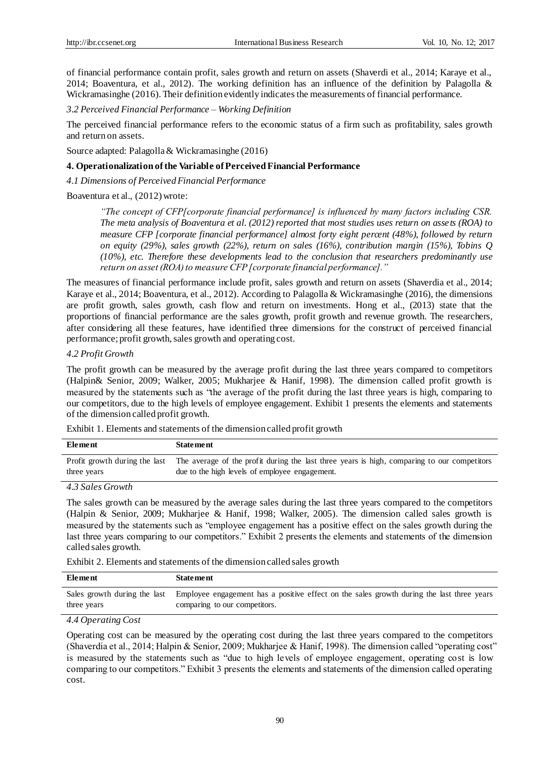of financial performance contain profit, sales growth and return on assets (Shaverdi et al., 2014; Karaye et al., 2014; Boaventura, et al., 2012). The working definition has an influence of the definition by Palagolla & Wickramasinghe (2016). Their definition evidently indicates the measurements of financial performance.

*3.2 Perceived Financial Performance – Working Definition*

The perceived financial performance refers to the economic status of a firm such as profitability, sales growth and return on assets.

Source adapted: Palagolla & Wickramasinghe (2016)

## 4. Operationalization of the Variable of Perceived Financial Performance

*4.1 Dimensions of Perceived Financial Performance*

Boaventura et al., (2012) wrote:

> *"The concept of CFP[corporate financial performance] is influenced by many factors including CSR. The meta analysis of Boaventura et al. (2012) reported that most studies uses return on assets (ROA) to measure CFP [corporate financial performance] almost forty eight percent (48%), followed by return on equity (29%), sales growth (22%), return on sales (16%), contribution margin (15%), Tobins Q (10%), etc. Therefore these developments lead to the conclusion that researchers predominantly use return on asset (ROA) to measure CFP [corporate financial performance]."*

The measures of financial performance include profit, sales growth and return on assets (Shaverdia et al., 2014; Karaye et al., 2014; Boaventura, et al., 2012). According to Palagolla & Wickramasinghe (2016), the dimensions are profit growth, sales growth, cash flow and return on investments. Hong et al., (2013) state that the proportions of financial performance are the sales growth, profit growth and revenue growth. The researchers, after considering all these features, have identified three dimensions for the construct of perceived financial performance; profit growth, sales growth and operating cost.

*4.2 Profit Growth*

The profit growth can be measured by the average profit during the last three years compared to competitors (Halpin& Senior, 2009; Walker, 2005; Mukharjee & Hanif, 1998). The dimension called profit growth is measured by the statements such as "the average of the profit during the last three years is high, comparing to our competitors, due to the high levels of employee engagement. Exhibit 1 presents the elements and statements of the dimension called profit growth.

Exhibit 1. Elements and statements of the dimension called profit growth

| Element | Statement |
|---|---|
| Profit growth during the last three years | The average of the profit during the last three years is high, comparing to our competitors due to the high levels of employee engagement. |

*4.3 Sales Growth*

The sales growth can be measured by the average sales during the last three years compared to the competitors (Halpin & Senior, 2009; Mukharjee & Hanif, 1998; Walker, 2005). The dimension called sales growth is measured by the statements such as "employee engagement has a positive effect on the sales growth during the last three years comparing to our competitors." Exhibit 2 presents the elements and statements of the dimension called sales growth.

Exhibit 2. Elements and statements of the dimension called sales growth

| Element | Statement |
|---|---|
| Sales growth during the last three years | Employee engagement has a positive effect on the sales growth during the last three years comparing to our competitors. |

*4.4 Operating Cost*

Operating cost can be measured by the operating cost during the last three years compared to the competitors (Shaverdia et al., 2014; Halpin & Senior, 2009; Mukharjee & Hanif, 1998). The dimension called "operating cost" is measured by the statements such as "due to high levels of employee engagement, operating cost is low comparing to our competitors." Exhibit 3 presents the elements and statements of the dimension called operating cost.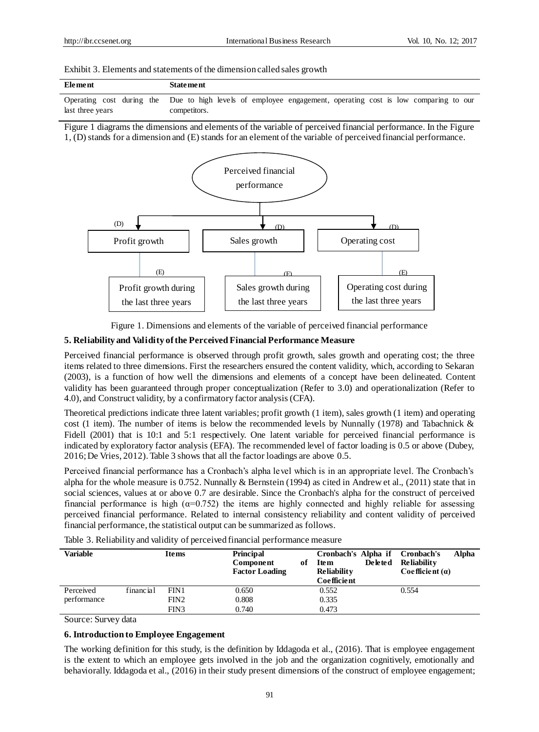Exhibit 3. Elements and statements of the dimension called sales growth

| Element | Statement |
|---|---|
| Operating cost during the last three years | Due to high levels of employee engagement, operating cost is low comparing to our competitors. |

Figure 1 diagrams the dimensions and elements of the variable of perceived financial performance. In the Figure 1, (D) stands for a dimension and (E) stands for an element of the variable of perceived financial performance.

Perceived financial performance

(D) Profit growth — (E) Profit growth during the last three years

(D) Sales growth — (E) Sales growth during the last three years

(D) Operating cost — (E) Operating cost during the last three years

Figure 1. Dimensions and elements of the variable of perceived financial performance

### 5. Reliability and Validity of the Perceived Financial Performance Measure

Perceived financial performance is observed through profit growth, sales growth and operating cost; the three items related to three dimensions. First the researchers ensured the content validity, which, according to Sekaran (2003), is a function of how well the dimensions and elements of a concept have been delineated. Content validity has been guaranteed through proper conceptualization (Refer to 3.0) and operationalization (Refer to 4.0), and Construct validity, by a confirmatory factor analysis (CFA).

Theoretical predictions indicate three latent variables; profit growth (1 item), sales growth (1 item) and operating cost (1 item). The number of items is below the recommended levels by Nunnally (1978) and Tabachnick & Fidell (2001) that is 10:1 and 5:1 respectively. One latent variable for perceived financial performance is indicated by exploratory factor analysis (EFA). The recommended level of factor loading is 0.5 or above (Dubey, 2016; De Vries, 2012). Table 3 shows that all the factor loadings are above 0.5.

Perceived financial performance has a Cronbach's alpha level which is in an appropriate level. The Cronbach's alpha for the whole measure is 0.752. Nunnally & Bernstein (1994) as cited in Andrew et al., (2011) state that in social sciences, values at or above 0.7 are desirable. Since the Cronbach's alpha for the construct of perceived financial performance is high (α=0.752) the items are highly connected and highly reliable for assessing perceived financial performance. Related to internal consistency reliability and content validity of perceived financial performance, the statistical output can be summarized as follows.

Table 3. Reliability and validity of perceived financial performance measure

| Variable | Items | Principal Component of Factor Loading | Cronbach's Alpha if Item Deleted Reliability Coefficient | Cronbach's Alpha Reliability Coefficient (α) |
|---|---|---|---|---|
| Perceived financial performance | FIN1 | 0.650 | 0.552 | 0.554 |
| | FIN2 | 0.808 | 0.335 | |
| | FIN3 | 0.740 | 0.473 | |

Source: Survey data

### 6. Introduction to Employee Engagement

The working definition for this study, is the definition by Iddagoda et al., (2016). That is employee engagement is the extent to which an employee gets involved in the job and the organization cognitively, emotionally and behaviorally. Iddagoda et al., (2016) in their study present dimensions of the construct of employee engagement;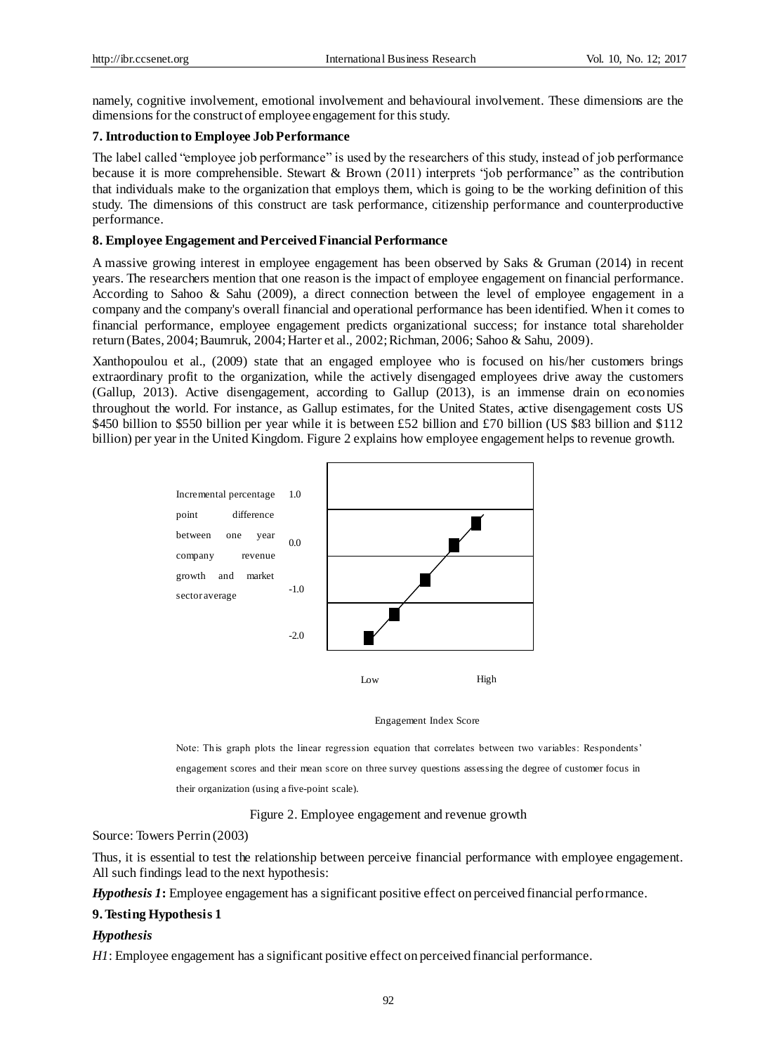namely, cognitive involvement, emotional involvement and behavioural involvement. These dimensions are the dimensions for the construct of employee engagement for this study.

## 7. Introduction to Employee Job Performance

The label called "employee job performance" is used by the researchers of this study, instead of job performance because it is more comprehensible. Stewart & Brown (2011) interprets "job performance" as the contribution that individuals make to the organization that employs them, which is going to be the working definition of this study. The dimensions of this construct are task performance, citizenship performance and counterproductive performance.

## 8. Employee Engagement and Perceived Financial Performance

A massive growing interest in employee engagement has been observed by Saks & Gruman (2014) in recent years. The researchers mention that one reason is the impact of employee engagement on financial performance. According to Sahoo & Sahu (2009), a direct connection between the level of employee engagement in a company and the company's overall financial and operational performance has been identified. When it comes to financial performance, employee engagement predicts organizational success; for instance total shareholder return (Bates, 2004; Baumruk, 2004; Harter et al., 2002; Richman, 2006; Sahoo & Sahu, 2009).

Xanthopoulou et al., (2009) state that an engaged employee who is focused on his/her customers brings extraordinary profit to the organization, while the actively disengaged employees drive away the customers (Gallup, 2013). Active disengagement, according to Gallup (2013), is an immense drain on economies throughout the world. For instance, as Gallup estimates, for the United States, active disengagement costs US \$450 billion to \$550 billion per year while it is between £52 billion and £70 billion (US \$83 billion and \$112 billion) per year in the United Kingdom. Figure 2 explains how employee engagement helps to revenue growth.

Incremental percentage point difference between one year company revenue growth and market sector average

1.0

0.0

-1.0

-2.0

Low High

Engagement Index Score

Note: This graph plots the linear regression equation that correlates between two variables: Respondents' engagement scores and their mean score on three survey questions assessing the degree of customer focus in their organization (using a five-point scale).

Figure 2. Employee engagement and revenue growth

Source: Towers Perrin (2003)

Thus, it is essential to test the relationship between perceive financial performance with employee engagement. All such findings lead to the next hypothesis:

***Hypothesis 1*:** Employee engagement has a significant positive effect on perceived financial performance.

## 9. Testing Hypothesis 1

### *Hypothesis*

*H1*: Employee engagement has a significant positive effect on perceived financial performance.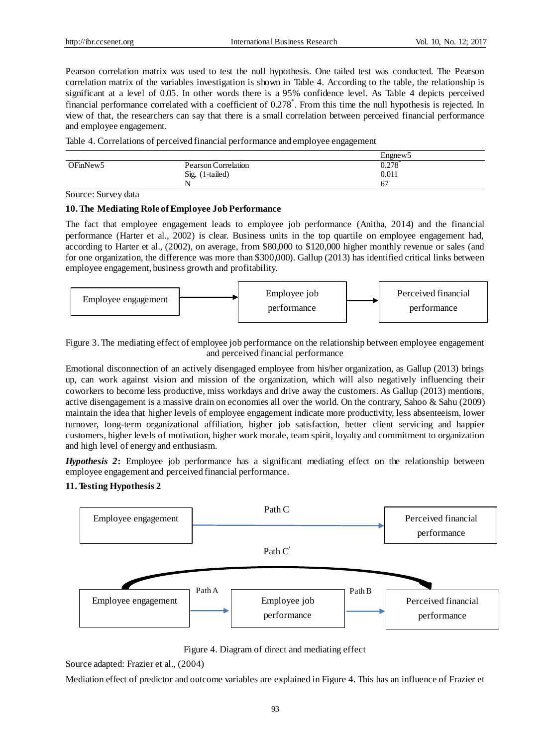Pearson correlation matrix was used to test the null hypothesis. One tailed test was conducted. The Pearson correlation matrix of the variables investigation is shown in Table 4. According to the table, the relationship is significant at a level of 0.05. In other words there is a 95% confidence level. As Table 4 depicts perceived financial performance correlated with a coefficient of 0.278*. From this time the null hypothesis is rejected. In view of that, the researchers can say that there is a small correlation between perceived financial performance and employee engagement.

Table 4. Correlations of perceived financial performance and employee engagement

| | | Engnew5 |
|---|---|---|
| OFinNew5 | Pearson Correlation | 0.278* |
| | Sig. (1-tailed) | 0.011 |
| | N | 67 |

Source: Survey data

## 10. The Mediating Role of Employee Job Performance

The fact that employee engagement leads to employee job performance (Anitha, 2014) and the financial performance (Harter et al., 2002) is clear. Business units in the top quartile on employee engagement had, according to Harter et al., (2002), on average, from $80,000 to $120,000 higher monthly revenue or sales (and for one organization, the difference was more than $300,000). Gallup (2013) has identified critical links between employee engagement, business growth and profitability.

Employee engagement → Employee job performance → Perceived financial performance

Figure 3. The mediating effect of employee job performance on the relationship between employee engagement and perceived financial performance

Emotional disconnection of an actively disengaged employee from his/her organization, as Gallup (2013) brings up, can work against vision and mission of the organization, which will also negatively influencing their coworkers to become less productive, miss workdays and drive away the customers. As Gallup (2013) mentions, active disengagement is a massive drain on economies all over the world. On the contrary, Sahoo & Sahu (2009) maintain the idea that higher levels of employee engagement indicate more productivity, less absenteeism, lower turnover, long-term organizational affiliation, higher job satisfaction, better client servicing and happier customers, higher levels of motivation, higher work morale, team spirit, loyalty and commitment to organization and high level of energy and enthusiasm.

***Hypothesis 2*:** Employee job performance has a significant mediating effect on the relationship between employee engagement and perceived financial performance.

## 11. Testing Hypothesis 2

Employee engagement —Path C→ Perceived financial performance

Path C/

Employee engagement —Path A→ Employee job performance —Path B→ Perceived financial performance

Figure 4. Diagram of direct and mediating effect

Source adapted: Frazier et al., (2004)

Mediation effect of predictor and outcome variables are explained in Figure 4. This has an influence of Frazier et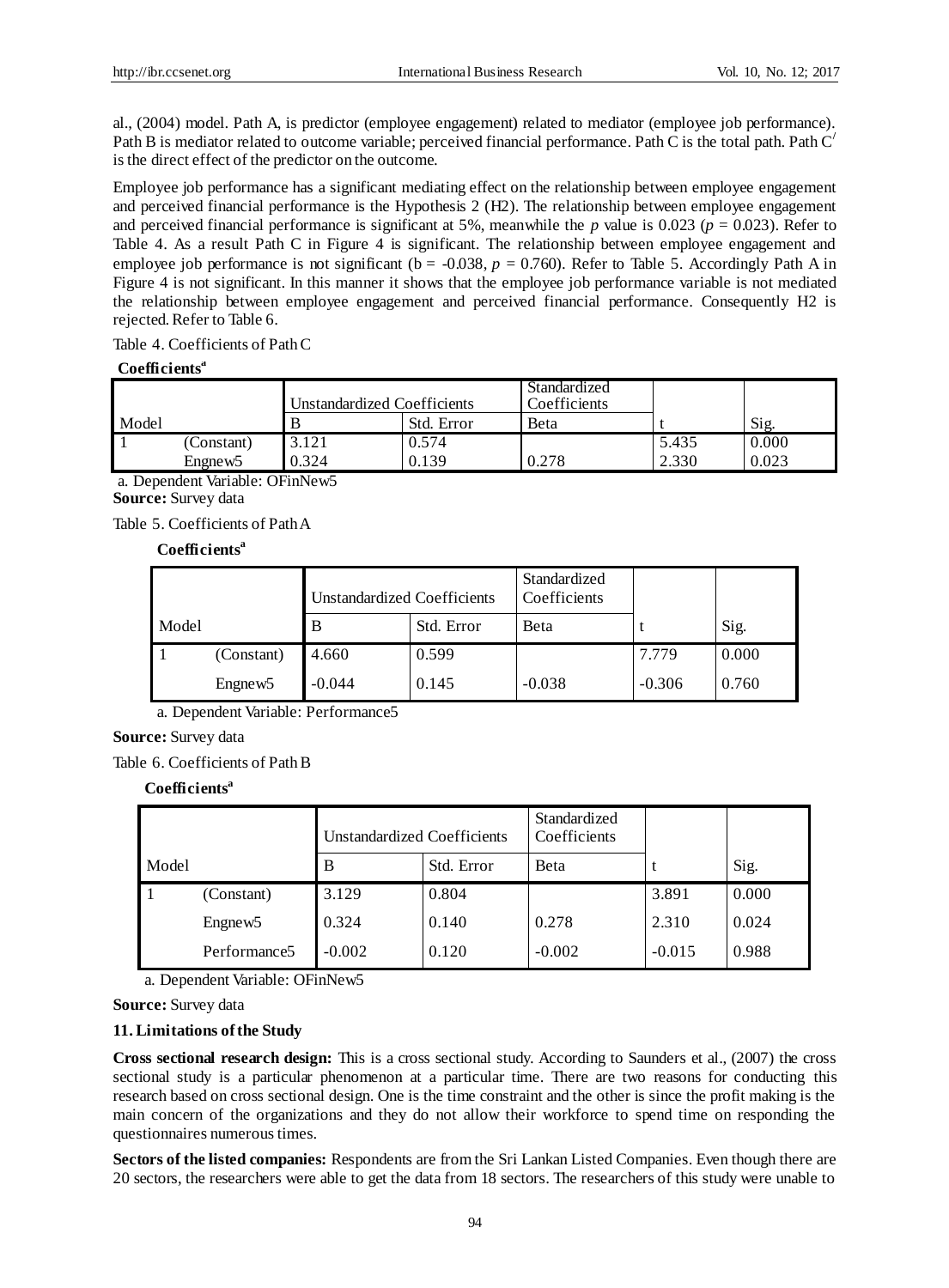al., (2004) model. Path A, is predictor (employee engagement) related to mediator (employee job performance). Path B is mediator related to outcome variable; perceived financial performance. Path C is the total path. Path $C^/$ is the direct effect of the predictor on the outcome.

Employee job performance has a significant mediating effect on the relationship between employee engagement and perceived financial performance is the Hypothesis 2 (H2). The relationship between employee engagement and perceived financial performance is significant at 5%, meanwhile the *p* value is 0.023 ($p = 0.023$). Refer to Table 4. As a result Path C in Figure 4 is significant. The relationship between employee engagement and employee job performance is not significant ($b = -0.038$, $p = 0.760$). Refer to Table 5. Accordingly Path A in Figure 4 is not significant. In this manner it shows that the employee job performance variable is not mediated the relationship between employee engagement and perceived financial performance. Consequently H2 is rejected. Refer to Table 6.

Table 4. Coefficients of Path C

**Coefficients[a]**

| Model | | Unstandardized Coefficients | | Standardized Coefficients | | |
|---|---|---|---|---|---|---|
| | | B | Std. Error | Beta | t | Sig. |
| 1 | (Constant) | 3.121 | 0.574 | | 5.435 | 0.000 |
| | Engnew5 | 0.324 | 0.139 | 0.278 | 2.330 | 0.023 |

a. Dependent Variable: OFinNew5

**Source:** Survey data

Table 5. Coefficients of Path A

**Coefficients[a]**

| Model | | Unstandardized Coefficients | | Standardized Coefficients | | |
|---|---|---|---|---|---|---|
| | | B | Std. Error | Beta | t | Sig. |
| 1 | (Constant) | 4.660 | 0.599 | | 7.779 | 0.000 |
| | Engnew5 | -0.044 | 0.145 | -0.038 | -0.306 | 0.760 |

a. Dependent Variable: Performance5

**Source:** Survey data

Table 6. Coefficients of Path B

**Coefficients[a]**

| Model | | Unstandardized Coefficients | | Standardized Coefficients | | |
|---|---|---|---|---|---|---|
| | | B | Std. Error | Beta | t | Sig. |
| 1 | (Constant) | 3.129 | 0.804 | | 3.891 | 0.000 |
| | Engnew5 | 0.324 | 0.140 | 0.278 | 2.310 | 0.024 |
| | Performance5 | -0.002 | 0.120 | -0.002 | -0.015 | 0.988 |

a. Dependent Variable: OFinNew5

**Source:** Survey data

## 11. Limitations of the Study

**Cross sectional research design:** This is a cross sectional study. According to Saunders et al., (2007) the cross sectional study is a particular phenomenon at a particular time. There are two reasons for conducting this research based on cross sectional design. One is the time constraint and the other is since the profit making is the main concern of the organizations and they do not allow their workforce to spend time on responding the questionnaires numerous times.

**Sectors of the listed companies:** Respondents are from the Sri Lankan Listed Companies. Even though there are 20 sectors, the researchers were able to get the data from 18 sectors. The researchers of this study were unable to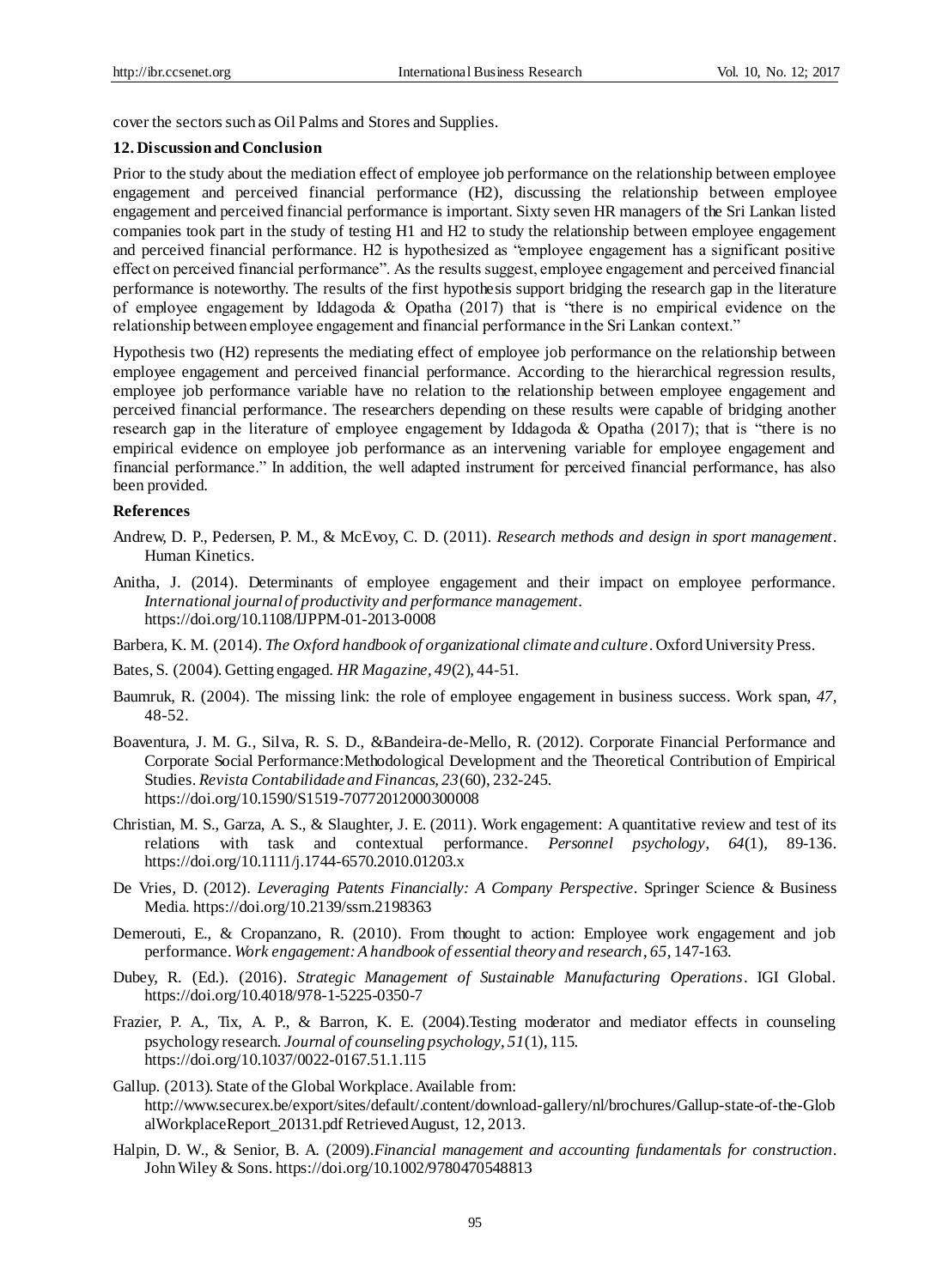cover the sectors such as Oil Palms and Stores and Supplies.

## 12. Discussion and Conclusion

Prior to the study about the mediation effect of employee job performance on the relationship between employee engagement and perceived financial performance (H2), discussing the relationship between employee engagement and perceived financial performance is important. Sixty seven HR managers of the Sri Lankan listed companies took part in the study of testing H1 and H2 to study the relationship between employee engagement and perceived financial performance. H2 is hypothesized as "employee engagement has a significant positive effect on perceived financial performance". As the results suggest, employee engagement and perceived financial performance is noteworthy. The results of the first hypothesis support bridging the research gap in the literature of employee engagement by Iddagoda & Opatha (2017) that is "there is no empirical evidence on the relationship between employee engagement and financial performance in the Sri Lankan context."

Hypothesis two (H2) represents the mediating effect of employee job performance on the relationship between employee engagement and perceived financial performance. According to the hierarchical regression results, employee job performance variable have no relation to the relationship between employee engagement and perceived financial performance. The researchers depending on these results were capable of bridging another research gap in the literature of employee engagement by Iddagoda & Opatha (2017); that is "there is no empirical evidence on employee job performance as an intervening variable for employee engagement and financial performance." In addition, the well adapted instrument for perceived financial performance, has also been provided.

## References

Andrew, D. P., Pedersen, P. M., & McEvoy, C. D. (2011). *Research methods and design in sport management*. Human Kinetics.

Anitha, J. (2014). Determinants of employee engagement and their impact on employee performance. *International journal of productivity and performance management*. https://doi.org/10.1108/IJPPM-01-2013-0008

Barbera, K. M. (2014). *The Oxford handbook of organizational climate and culture*. Oxford University Press.

Bates, S. (2004). Getting engaged. *HR Magazine, 49*(2), 44-51.

Baumruk, R. (2004). The missing link: the role of employee engagement in business success. Work span, *47*, 48-52.

Boaventura, J. M. G., Silva, R. S. D., &Bandeira-de-Mello, R. (2012). Corporate Financial Performance and Corporate Social Performance:Methodological Development and the Theoretical Contribution of Empirical Studies. *Revista Contabilidade and Financas, 23*(60), 232-245. https://doi.org/10.1590/S1519-70772012000300008

Christian, M. S., Garza, A. S., & Slaughter, J. E. (2011). Work engagement: A quantitative review and test of its relations with task and contextual performance. *Personnel psychology, 64*(1), 89-136. https://doi.org/10.1111/j.1744-6570.2010.01203.x

De Vries, D. (2012). *Leveraging Patents Financially: A Company Perspective*. Springer Science & Business Media. https://doi.org/10.2139/ssrn.2198363

Demerouti, E., & Cropanzano, R. (2010). From thought to action: Employee work engagement and job performance. *Work engagement: A handbook of essential theory and research, 65*, 147-163.

Dubey, R. (Ed.). (2016). *Strategic Management of Sustainable Manufacturing Operations*. IGI Global. https://doi.org/10.4018/978-1-5225-0350-7

Frazier, P. A., Tix, A. P., & Barron, K. E. (2004).Testing moderator and mediator effects in counseling psychology research. *Journal of counseling psychology, 51*(1), 115. https://doi.org/10.1037/0022-0167.51.1.115

Gallup. (2013). State of the Global Workplace. Available from: http://www.securex.be/export/sites/default/.content/download-gallery/nl/brochures/Gallup-state-of-the-GlobalWorkplaceReport_20131.pdf Retrieved August, 12, 2013.

Halpin, D. W., & Senior, B. A. (2009).*Financial management and accounting fundamentals for construction*. John Wiley & Sons. https://doi.org/10.1002/9780470548813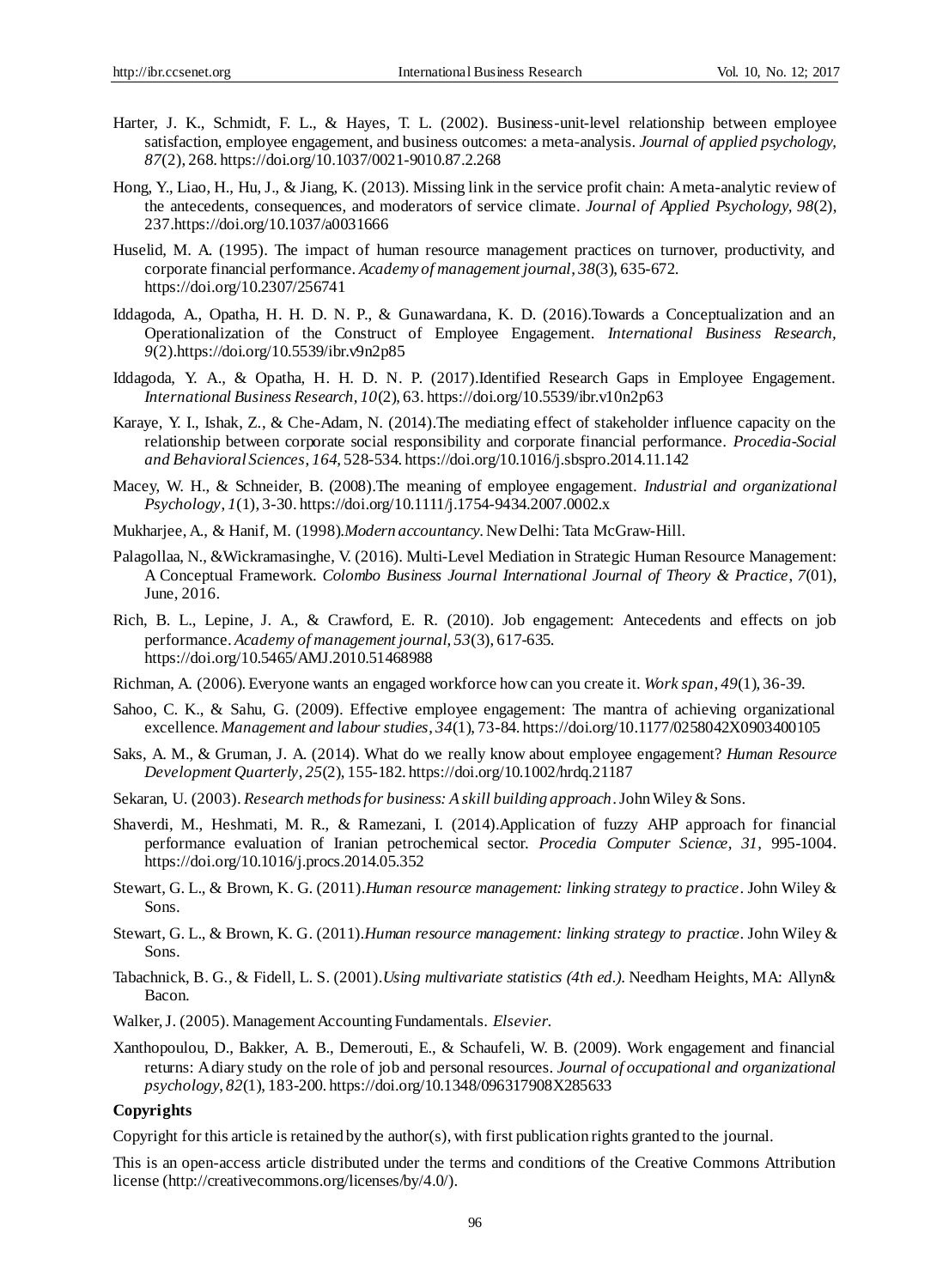Harter, J. K., Schmidt, F. L., & Hayes, T. L. (2002). Business-unit-level relationship between employee satisfaction, employee engagement, and business outcomes: a meta-analysis. *Journal of applied psychology, 87*(2), 268. https://doi.org/10.1037/0021-9010.87.2.268

Hong, Y., Liao, H., Hu, J., & Jiang, K. (2013). Missing link in the service profit chain: A meta-analytic review of the antecedents, consequences, and moderators of service climate. *Journal of Applied Psychology, 98*(2), 237.https://doi.org/10.1037/a0031666

Huselid, M. A. (1995). The impact of human resource management practices on turnover, productivity, and corporate financial performance. *Academy of management journal*, *38*(3), 635-672. https://doi.org/10.2307/256741

Iddagoda, A., Opatha, H. H. D. N. P., & Gunawardana, K. D. (2016).Towards a Conceptualization and an Operationalization of the Construct of Employee Engagement. *International Business Research, 9*(2).https://doi.org/10.5539/ibr.v9n2p85

Iddagoda, Y. A., & Opatha, H. H. D. N. P. (2017).Identified Research Gaps in Employee Engagement. *International Business Research*, *10*(2), 63. https://doi.org/10.5539/ibr.v10n2p63

Karaye, Y. I., Ishak, Z., & Che-Adam, N. (2014).The mediating effect of stakeholder influence capacity on the relationship between corporate social responsibility and corporate financial performance. *Procedia-Social and Behavioral Sciences*, *164*, 528-534. https://doi.org/10.1016/j.sbspro.2014.11.142

Macey, W. H., & Schneider, B. (2008).The meaning of employee engagement. *Industrial and organizational Psychology, 1*(1), 3-30. https://doi.org/10.1111/j.1754-9434.2007.0002.x

Mukharjee, A., & Hanif, M. (1998).*Modern accountancy*. New Delhi: Tata McGraw-Hill.

Palagollaa, N., &Wickramasinghe, V. (2016). Multi-Level Mediation in Strategic Human Resource Management: A Conceptual Framework. *Colombo Business Journal International Journal of Theory & Practice*, *7*(01), June, 2016.

Rich, B. L., Lepine, J. A., & Crawford, E. R. (2010). Job engagement: Antecedents and effects on job performance. *Academy of management journal*, *53*(3), 617-635. https://doi.org/10.5465/AMJ.2010.51468988

Richman, A. (2006). Everyone wants an engaged workforce how can you create it. *Work span*, *49*(1), 36-39.

Sahoo, C. K., & Sahu, G. (2009). Effective employee engagement: The mantra of achieving organizational excellence. *Management and labour studies*, *34*(1), 73-84. https://doi.org/10.1177/0258042X0903400105

Saks, A. M., & Gruman, J. A. (2014). What do we really know about employee engagement? *Human Resource Development Quarterly*, *25*(2), 155-182. https://doi.org/10.1002/hrdq.21187

Sekaran, U. (2003). *Research methods for business: A skill building approach*. John Wiley & Sons.

Shaverdi, M., Heshmati, M. R., & Ramezani, I. (2014).Application of fuzzy AHP approach for financial performance evaluation of Iranian petrochemical sector. *Procedia Computer Science, 31,* 995-1004. https://doi.org/10.1016/j.procs.2014.05.352

Stewart, G. L., & Brown, K. G. (2011).*Human resource management: linking strategy to practice*. John Wiley & Sons.

Stewart, G. L., & Brown, K. G. (2011).*Human resource management: linking strategy to practice*. John Wiley & Sons.

Tabachnick, B. G., & Fidell, L. S. (2001).*Using multivariate statistics (4th ed.)*. Needham Heights, MA: Allyn& Bacon.

Walker, J. (2005). Management Accounting Fundamentals. *Elsevier*.

Xanthopoulou, D., Bakker, A. B., Demerouti, E., & Schaufeli, W. B. (2009). Work engagement and financial returns: A diary study on the role of job and personal resources. *Journal of occupational and organizational psychology*, *82*(1), 183-200. https://doi.org/10.1348/096317908X285633

**Copyrights**

Copyright for this article is retained by the author(s), with first publication rights granted to the journal.

This is an open-access article distributed under the terms and conditions of the Creative Commons Attribution license (http://creativecommons.org/licenses/by/4.0/).